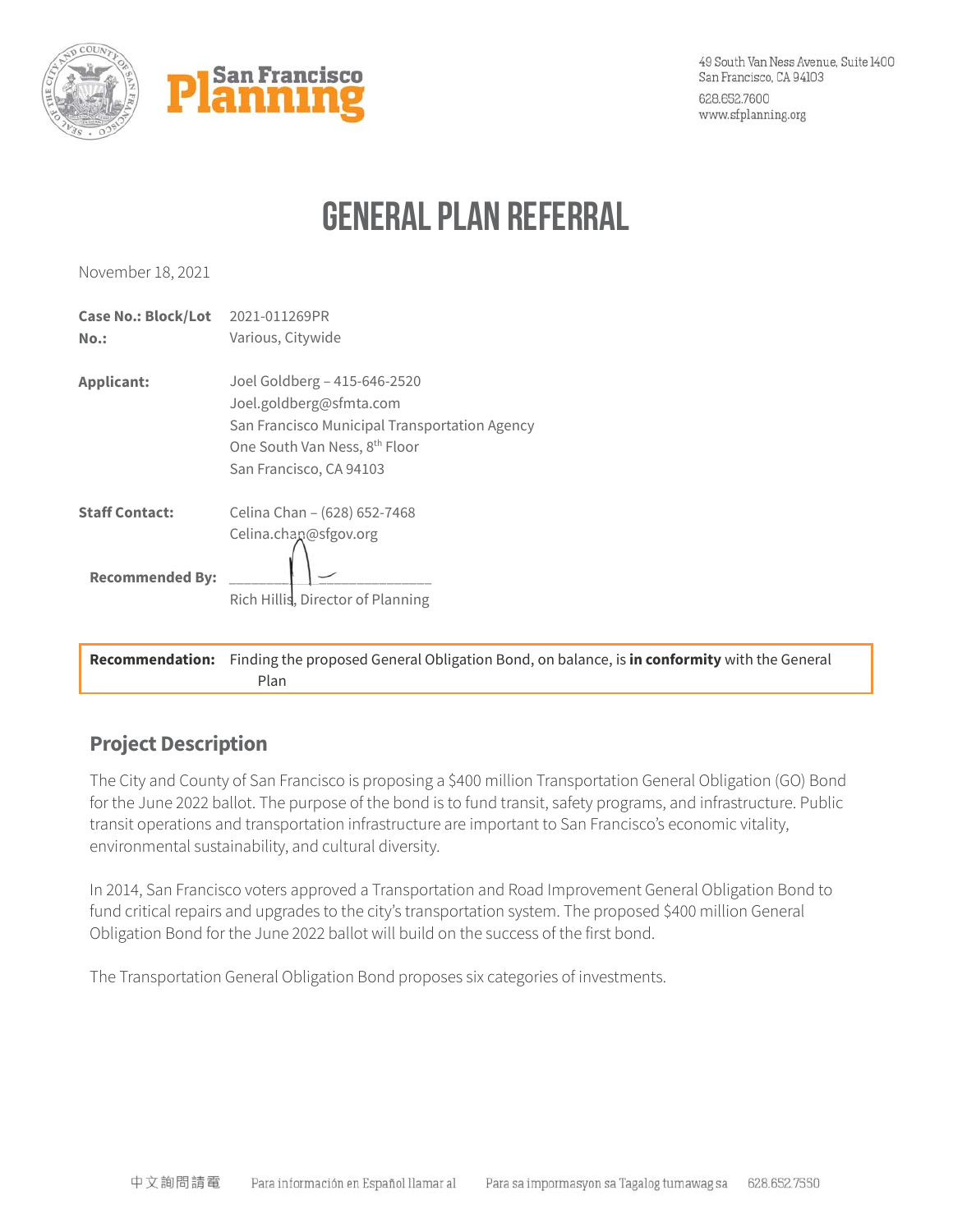San Francisco Planning

49 South Van Ness Avenue, Suite 1400
San Francisco, CA 94103
628.652.7600
www.sfplanning.org

# GENERAL PLAN REFERRAL

November 18, 2021

**Case No.: Block/Lot No.:** 2021-011269PR
Various, Citywide

**Applicant:** Joel Goldberg – 415-646-2520
Joel.goldberg@sfmta.com
San Francisco Municipal Transportation Agency
One South Van Ness, 8th Floor
San Francisco, CA 94103

**Staff Contact:** Celina Chan – (628) 652-7468
Celina.chan@sfgov.org

**Recommended By:** ______________________
Rich Hillis, Director of Planning

**Recommendation:** Finding the proposed General Obligation Bond, on balance, is **in conformity** with the General Plan

## Project Description

The City and County of San Francisco is proposing a $400 million Transportation General Obligation (GO) Bond for the June 2022 ballot. The purpose of the bond is to fund transit, safety programs, and infrastructure. Public transit operations and transportation infrastructure are important to San Francisco's economic vitality, environmental sustainability, and cultural diversity.

In 2014, San Francisco voters approved a Transportation and Road Improvement General Obligation Bond to fund critical repairs and upgrades to the city's transportation system. The proposed $400 million General Obligation Bond for the June 2022 ballot will build on the success of the first bond.

The Transportation General Obligation Bond proposes six categories of investments.

中文詢問請電 Para información en Español llamar al Para sa impormasyon sa Tagalog tumawag sa 628.652.7550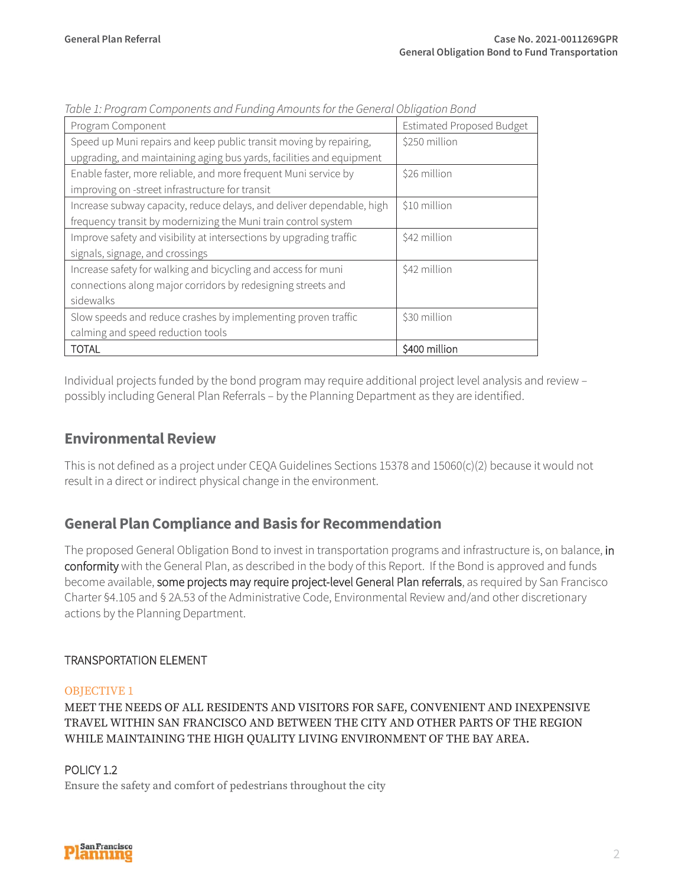*Table 1: Program Components and Funding Amounts for the General Obligation Bond*

| Program Component | Estimated Proposed Budget |
|---|---|
| Speed up Muni repairs and keep public transit moving by repairing, upgrading, and maintaining aging bus yards, facilities and equipment | $250 million |
| Enable faster, more reliable, and more frequent Muni service by improving on -street infrastructure for transit | $26 million |
| Increase subway capacity, reduce delays, and deliver dependable, high frequency transit by modernizing the Muni train control system | $10 million |
| Improve safety and visibility at intersections by upgrading traffic signals, signage, and crossings | $42 million |
| Increase safety for walking and bicycling and access for muni connections along major corridors by redesigning streets and sidewalks | $42 million |
| Slow speeds and reduce crashes by implementing proven traffic calming and speed reduction tools | $30 million |
| TOTAL | $400 million |

Individual projects funded by the bond program may require additional project level analysis and review – possibly including General Plan Referrals – by the Planning Department as they are identified.

## Environmental Review

This is not defined as a project under CEQA Guidelines Sections 15378 and 15060(c)(2) because it would not result in a direct or indirect physical change in the environment.

## General Plan Compliance and Basis for Recommendation

The proposed General Obligation Bond to invest in transportation programs and infrastructure is, on balance, in conformity with the General Plan, as described in the body of this Report. If the Bond is approved and funds become available, some projects may require project-level General Plan referrals, as required by San Francisco Charter §4.105 and § 2A.53 of the Administrative Code, Environmental Review and/and other discretionary actions by the Planning Department.

### TRANSPORTATION ELEMENT

#### OBJECTIVE 1

MEET THE NEEDS OF ALL RESIDENTS AND VISITORS FOR SAFE, CONVENIENT AND INEXPENSIVE TRAVEL WITHIN SAN FRANCISCO AND BETWEEN THE CITY AND OTHER PARTS OF THE REGION WHILE MAINTAINING THE HIGH QUALITY LIVING ENVIRONMENT OF THE BAY AREA.

#### POLICY 1.2

Ensure the safety and comfort of pedestrians throughout the city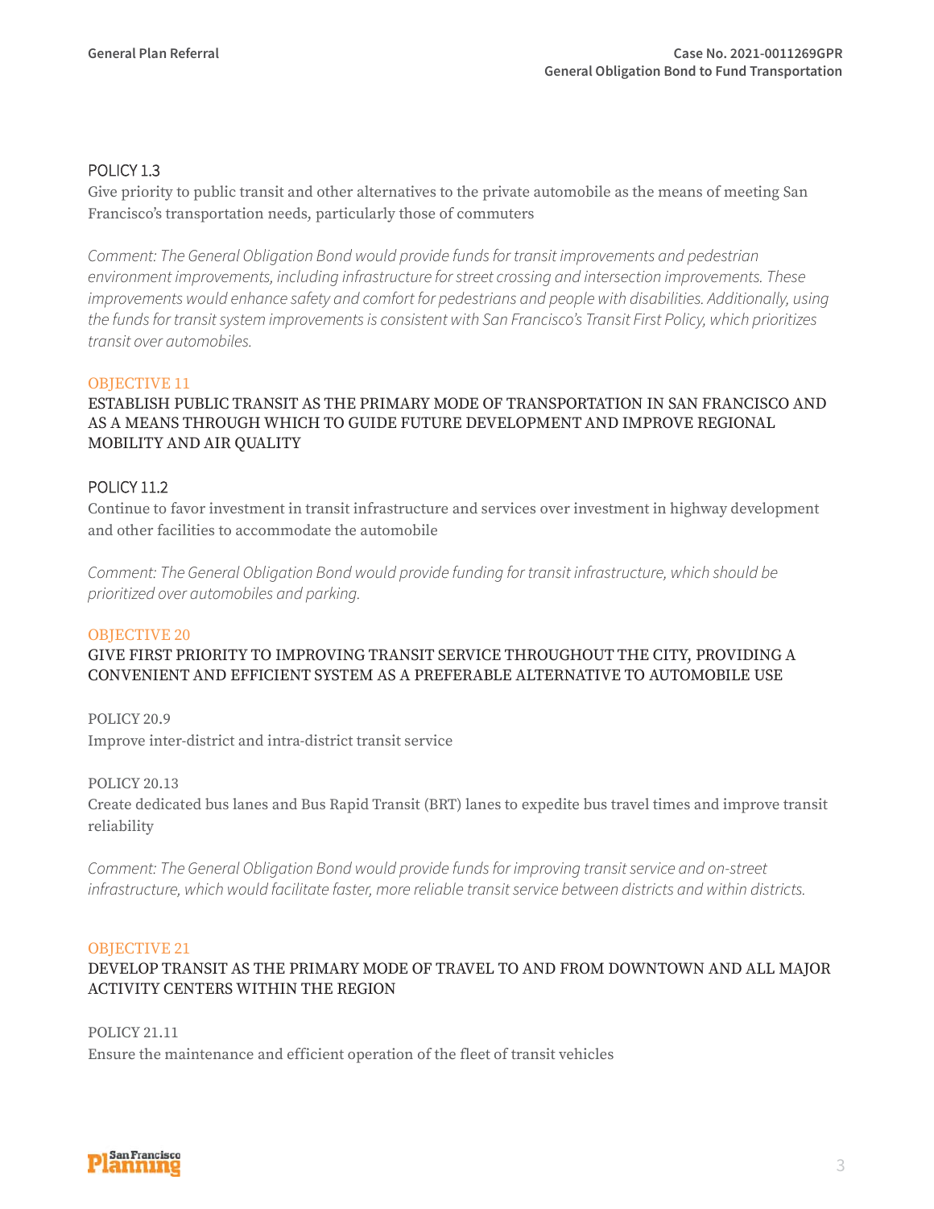### POLICY 1.3

Give priority to public transit and other alternatives to the private automobile as the means of meeting San Francisco's transportation needs, particularly those of commuters

*Comment: The General Obligation Bond would provide funds for transit improvements and pedestrian environment improvements, including infrastructure for street crossing and intersection improvements. These improvements would enhance safety and comfort for pedestrians and people with disabilities. Additionally, using the funds for transit system improvements is consistent with San Francisco's Transit First Policy, which prioritizes transit over automobiles.*

## OBJECTIVE 11

ESTABLISH PUBLIC TRANSIT AS THE PRIMARY MODE OF TRANSPORTATION IN SAN FRANCISCO AND AS A MEANS THROUGH WHICH TO GUIDE FUTURE DEVELOPMENT AND IMPROVE REGIONAL MOBILITY AND AIR QUALITY

### POLICY 11.2

Continue to favor investment in transit infrastructure and services over investment in highway development and other facilities to accommodate the automobile

*Comment: The General Obligation Bond would provide funding for transit infrastructure, which should be prioritized over automobiles and parking.*

## OBJECTIVE 20

GIVE FIRST PRIORITY TO IMPROVING TRANSIT SERVICE THROUGHOUT THE CITY, PROVIDING A CONVENIENT AND EFFICIENT SYSTEM AS A PREFERABLE ALTERNATIVE TO AUTOMOBILE USE

### POLICY 20.9

Improve inter-district and intra-district transit service

### POLICY 20.13

Create dedicated bus lanes and Bus Rapid Transit (BRT) lanes to expedite bus travel times and improve transit reliability

*Comment: The General Obligation Bond would provide funds for improving transit service and on-street infrastructure, which would facilitate faster, more reliable transit service between districts and within districts.*

## OBJECTIVE 21

DEVELOP TRANSIT AS THE PRIMARY MODE OF TRAVEL TO AND FROM DOWNTOWN AND ALL MAJOR ACTIVITY CENTERS WITHIN THE REGION

### POLICY 21.11

Ensure the maintenance and efficient operation of the fleet of transit vehicles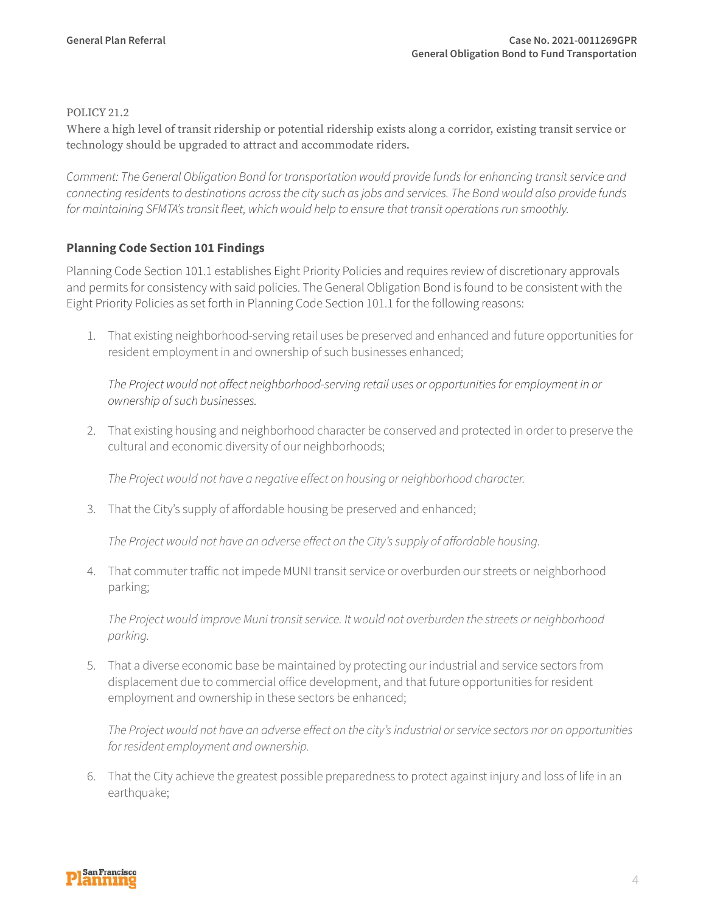POLICY 21.2

Where a high level of transit ridership or potential ridership exists along a corridor, existing transit service or technology should be upgraded to attract and accommodate riders.

*Comment: The General Obligation Bond for transportation would provide funds for enhancing transit service and connecting residents to destinations across the city such as jobs and services. The Bond would also provide funds for maintaining SFMTA's transit fleet, which would help to ensure that transit operations run smoothly.*

## Planning Code Section 101 Findings

Planning Code Section 101.1 establishes Eight Priority Policies and requires review of discretionary approvals and permits for consistency with said policies. The General Obligation Bond is found to be consistent with the Eight Priority Policies as set forth in Planning Code Section 101.1 for the following reasons:

1. That existing neighborhood-serving retail uses be preserved and enhanced and future opportunities for resident employment in and ownership of such businesses enhanced;

   *The Project would not affect neighborhood-serving retail uses or opportunities for employment in or ownership of such businesses.*

2. That existing housing and neighborhood character be conserved and protected in order to preserve the cultural and economic diversity of our neighborhoods;

   *The Project would not have a negative effect on housing or neighborhood character.*

3. That the City's supply of affordable housing be preserved and enhanced;

   *The Project would not have an adverse effect on the City's supply of affordable housing.*

4. That commuter traffic not impede MUNI transit service or overburden our streets or neighborhood parking;

   *The Project would improve Muni transit service. It would not overburden the streets or neighborhood parking.*

5. That a diverse economic base be maintained by protecting our industrial and service sectors from displacement due to commercial office development, and that future opportunities for resident employment and ownership in these sectors be enhanced;

   *The Project would not have an adverse effect on the city's industrial or service sectors nor on opportunities for resident employment and ownership.*

6. That the City achieve the greatest possible preparedness to protect against injury and loss of life in an earthquake;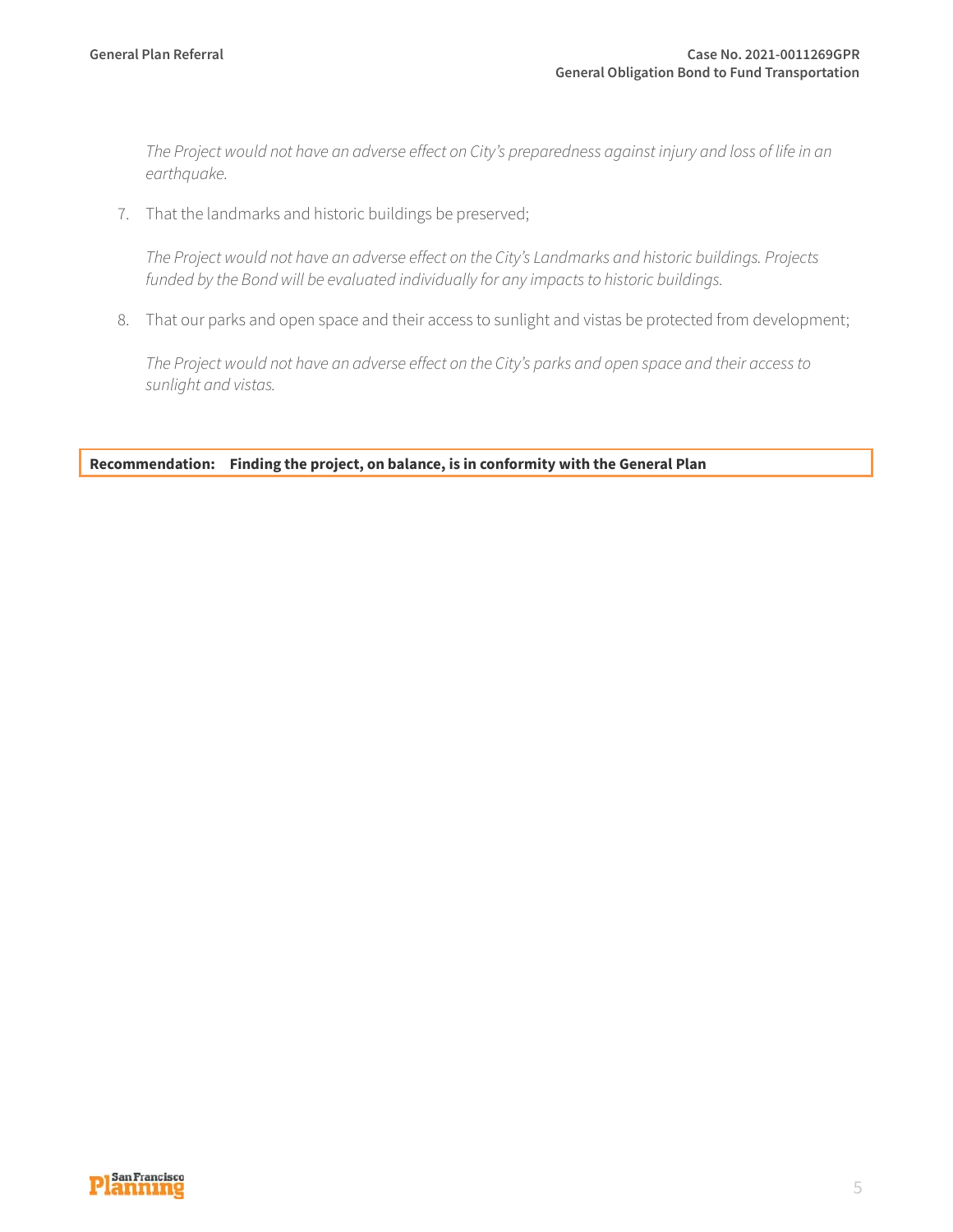*The Project would not have an adverse effect on City's preparedness against injury and loss of life in an earthquake.*

7. That the landmarks and historic buildings be preserved;

   *The Project would not have an adverse effect on the City's Landmarks and historic buildings. Projects funded by the Bond will be evaluated individually for any impacts to historic buildings.*

8. That our parks and open space and their access to sunlight and vistas be protected from development;

   *The Project would not have an adverse effect on the City's parks and open space and their access to sunlight and vistas.*

**Recommendation: Finding the project, on balance, is in conformity with the General Plan**